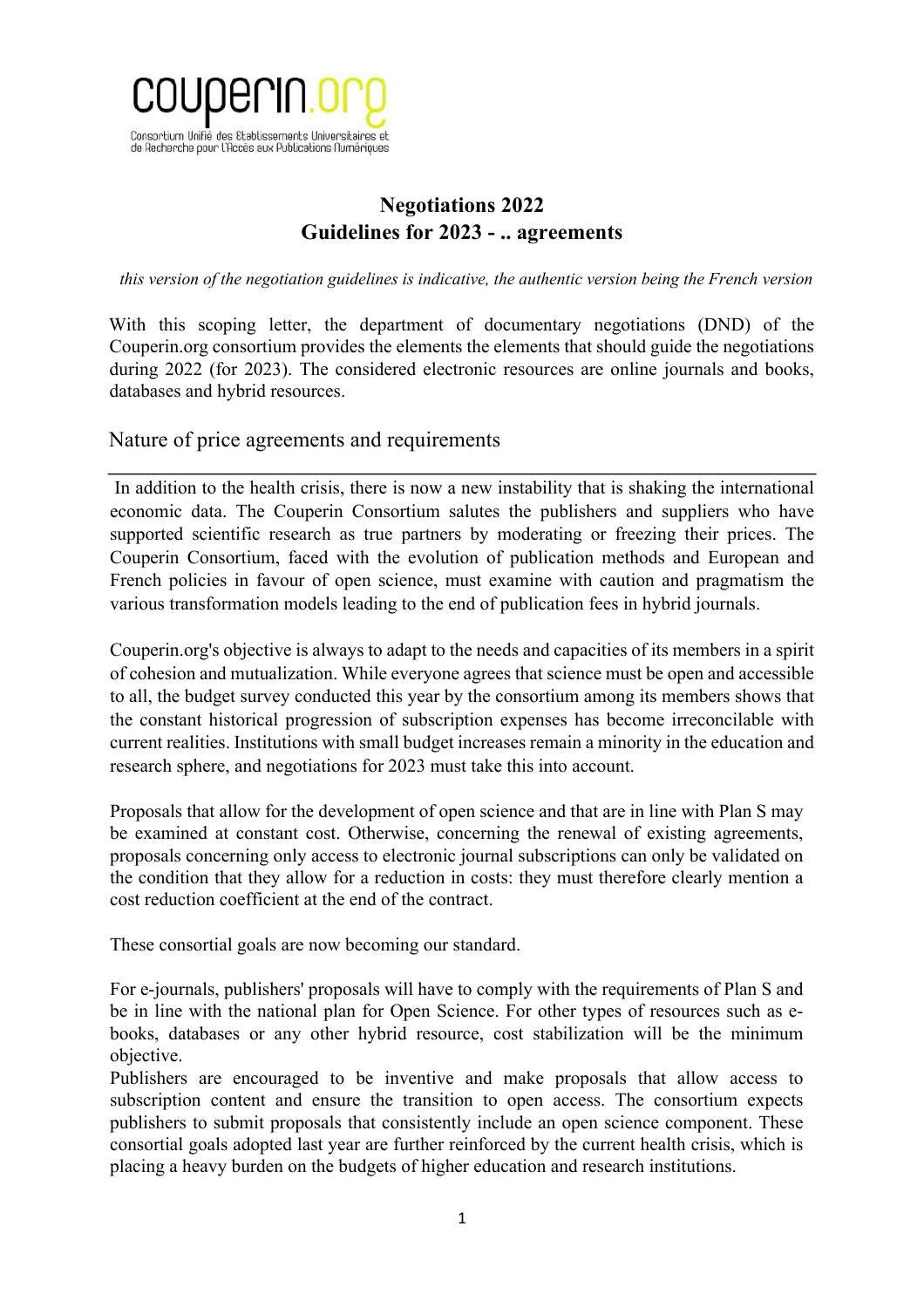couperin.org

Consortium Unifié des Etablissements Universitaires et de Recherche pour l'Accès aux Publications Numériques

# Negotiations 2022
# Guidelines for 2023 - .. agreements

*this version of the negotiation guidelines is indicative, the authentic version being the French version*

With this scoping letter, the department of documentary negotiations (DND) of the Couperin.org consortium provides the elements the elements that should guide the negotiations during 2022 (for 2023). The considered electronic resources are online journals and books, databases and hybrid resources.

## Nature of price agreements and requirements

In addition to the health crisis, there is now a new instability that is shaking the international economic data. The Couperin Consortium salutes the publishers and suppliers who have supported scientific research as true partners by moderating or freezing their prices. The Couperin Consortium, faced with the evolution of publication methods and European and French policies in favour of open science, must examine with caution and pragmatism the various transformation models leading to the end of publication fees in hybrid journals.

Couperin.org's objective is always to adapt to the needs and capacities of its members in a spirit of cohesion and mutualization. While everyone agrees that science must be open and accessible to all, the budget survey conducted this year by the consortium among its members shows that the constant historical progression of subscription expenses has become irreconcilable with current realities. Institutions with small budget increases remain a minority in the education and research sphere, and negotiations for 2023 must take this into account.

Proposals that allow for the development of open science and that are in line with Plan S may be examined at constant cost. Otherwise, concerning the renewal of existing agreements, proposals concerning only access to electronic journal subscriptions can only be validated on the condition that they allow for a reduction in costs: they must therefore clearly mention a cost reduction coefficient at the end of the contract.

These consortial goals are now becoming our standard.

For e-journals, publishers' proposals will have to comply with the requirements of Plan S and be in line with the national plan for Open Science. For other types of resources such as e-books, databases or any other hybrid resource, cost stabilization will be the minimum objective.

Publishers are encouraged to be inventive and make proposals that allow access to subscription content and ensure the transition to open access. The consortium expects publishers to submit proposals that consistently include an open science component. These consortial goals adopted last year are further reinforced by the current health crisis, which is placing a heavy burden on the budgets of higher education and research institutions.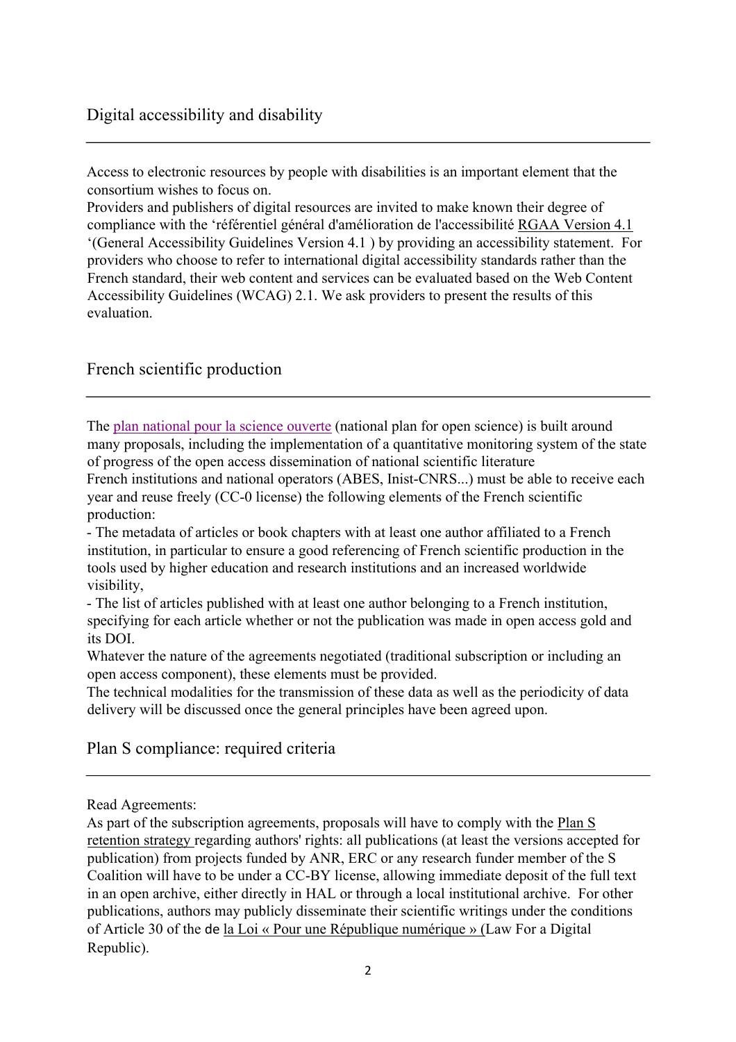## Digital accessibility and disability

Access to electronic resources by people with disabilities is an important element that the consortium wishes to focus on.
Providers and publishers of digital resources are invited to make known their degree of compliance with the 'référentiel général d'amélioration de l'accessibilité RGAA Version 4.1 '(General Accessibility Guidelines Version 4.1 ) by providing an accessibility statement. For providers who choose to refer to international digital accessibility standards rather than the French standard, their web content and services can be evaluated based on the Web Content Accessibility Guidelines (WCAG) 2.1. We ask providers to present the results of this evaluation.

## French scientific production

The plan national pour la science ouverte (national plan for open science) is built around many proposals, including the implementation of a quantitative monitoring system of the state of progress of the open access dissemination of national scientific literature
French institutions and national operators (ABES, Inist-CNRS...) must be able to receive each year and reuse freely (CC-0 license) the following elements of the French scientific production:

- The metadata of articles or book chapters with at least one author affiliated to a French institution, in particular to ensure a good referencing of French scientific production in the tools used by higher education and research institutions and an increased worldwide visibility,
- The list of articles published with at least one author belonging to a French institution, specifying for each article whether or not the publication was made in open access gold and its DOI.

Whatever the nature of the agreements negotiated (traditional subscription or including an open access component), these elements must be provided.
The technical modalities for the transmission of these data as well as the periodicity of data delivery will be discussed once the general principles have been agreed upon.

## Plan S compliance: required criteria

Read Agreements:
As part of the subscription agreements, proposals will have to comply with the Plan S retention strategy regarding authors' rights: all publications (at least the versions accepted for publication) from projects funded by ANR, ERC or any research funder member of the S Coalition will have to be under a CC-BY license, allowing immediate deposit of the full text in an open archive, either directly in HAL or through a local institutional archive. For other publications, authors may publicly disseminate their scientific writings under the conditions of Article 30 of the de la Loi « Pour une République numérique » (Law For a Digital Republic).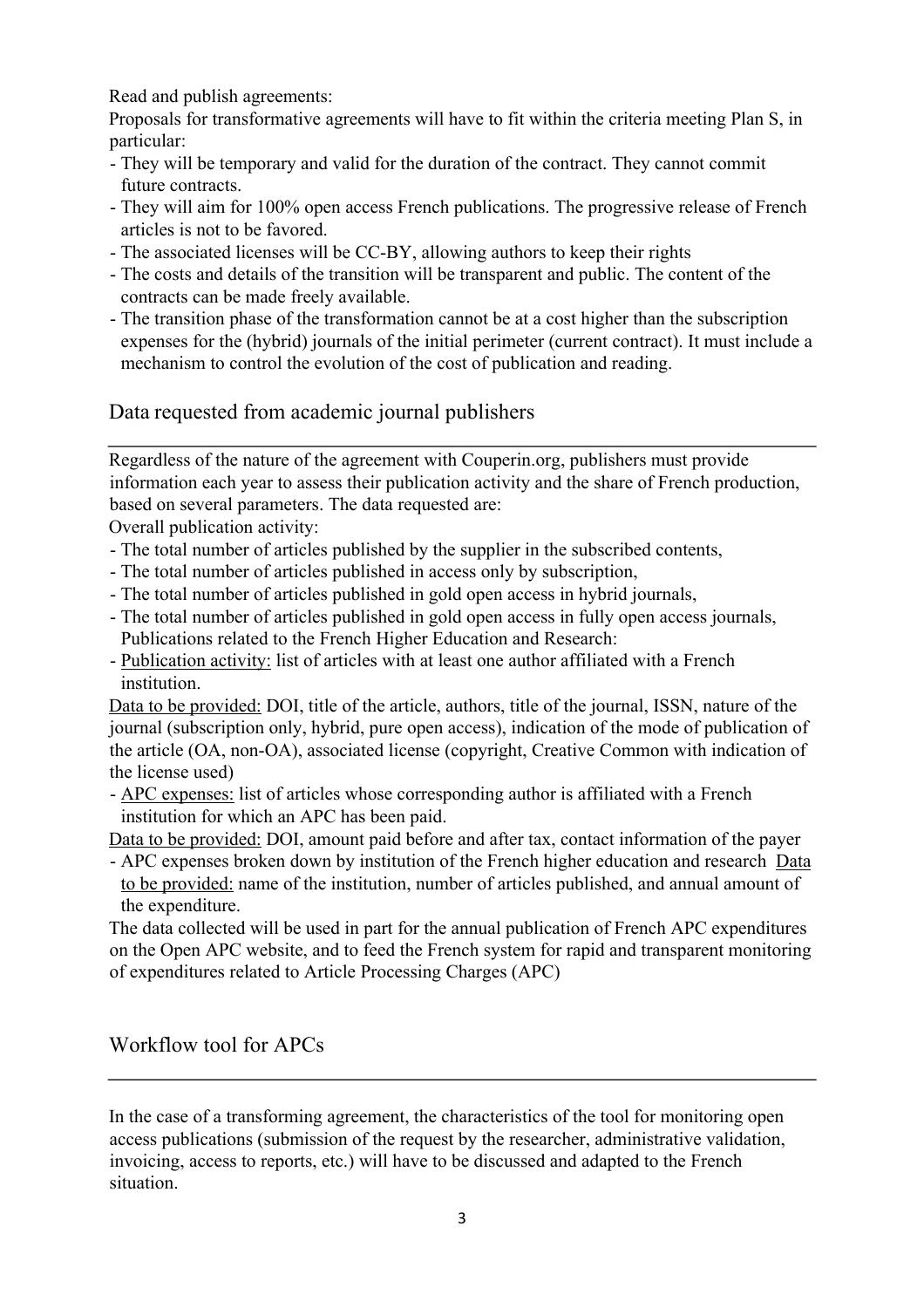Read and publish agreements:

Proposals for transformative agreements will have to fit within the criteria meeting Plan S, in particular:

- They will be temporary and valid for the duration of the contract. They cannot commit future contracts.
- They will aim for 100% open access French publications. The progressive release of French articles is not to be favored.
- The associated licenses will be CC-BY, allowing authors to keep their rights
- The costs and details of the transition will be transparent and public. The content of the contracts can be made freely available.
- The transition phase of the transformation cannot be at a cost higher than the subscription expenses for the (hybrid) journals of the initial perimeter (current contract). It must include a mechanism to control the evolution of the cost of publication and reading.

## Data requested from academic journal publishers

Regardless of the nature of the agreement with Couperin.org, publishers must provide information each year to assess their publication activity and the share of French production, based on several parameters. The data requested are:

Overall publication activity:

- The total number of articles published by the supplier in the subscribed contents,
- The total number of articles published in access only by subscription,
- The total number of articles published in gold open access in hybrid journals,
- The total number of articles published in gold open access in fully open access journals,

Publications related to the French Higher Education and Research:

- Publication activity: list of articles with at least one author affiliated with a French institution.

Data to be provided: DOI, title of the article, authors, title of the journal, ISSN, nature of the journal (subscription only, hybrid, pure open access), indication of the mode of publication of the article (OA, non-OA), associated license (copyright, Creative Common with indication of the license used)

- APC expenses: list of articles whose corresponding author is affiliated with a French institution for which an APC has been paid.

Data to be provided: DOI, amount paid before and after tax, contact information of the payer

- APC expenses broken down by institution of the French higher education and research Data to be provided: name of the institution, number of articles published, and annual amount of the expenditure.

The data collected will be used in part for the annual publication of French APC expenditures on the Open APC website, and to feed the French system for rapid and transparent monitoring of expenditures related to Article Processing Charges (APC)

## Workflow tool for APCs

In the case of a transforming agreement, the characteristics of the tool for monitoring open access publications (submission of the request by the researcher, administrative validation, invoicing, access to reports, etc.) will have to be discussed and adapted to the French situation.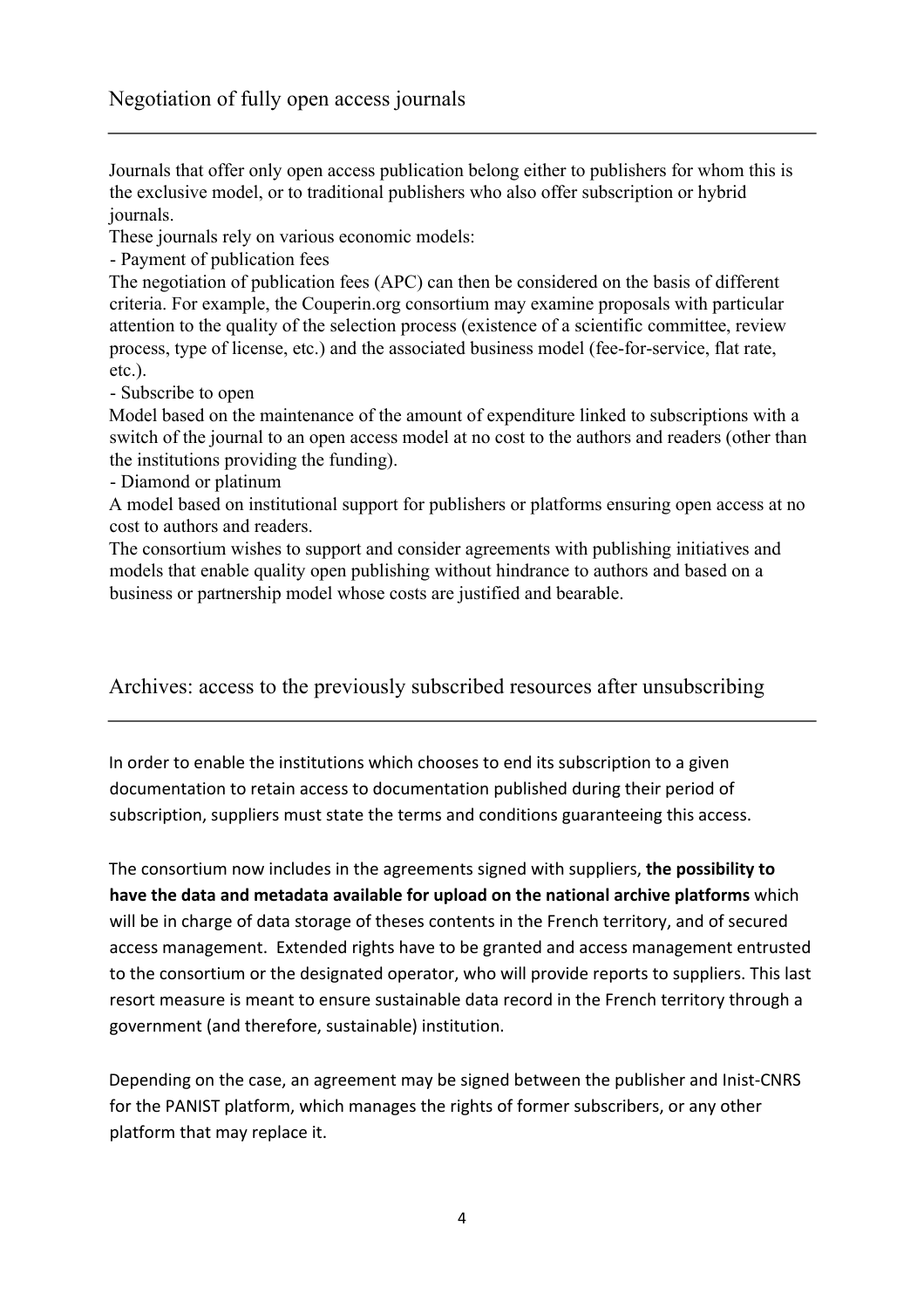## Negotiation of fully open access journals

Journals that offer only open access publication belong either to publishers for whom this is the exclusive model, or to traditional publishers who also offer subscription or hybrid journals.

These journals rely on various economic models:

- Payment of publication fees

The negotiation of publication fees (APC) can then be considered on the basis of different criteria. For example, the Couperin.org consortium may examine proposals with particular attention to the quality of the selection process (existence of a scientific committee, review process, type of license, etc.) and the associated business model (fee-for-service, flat rate, etc.).

- Subscribe to open

Model based on the maintenance of the amount of expenditure linked to subscriptions with a switch of the journal to an open access model at no cost to the authors and readers (other than the institutions providing the funding).

- Diamond or platinum

A model based on institutional support for publishers or platforms ensuring open access at no cost to authors and readers.

The consortium wishes to support and consider agreements with publishing initiatives and models that enable quality open publishing without hindrance to authors and based on a business or partnership model whose costs are justified and bearable.

## Archives: access to the previously subscribed resources after unsubscribing

In order to enable the institutions which chooses to end its subscription to a given documentation to retain access to documentation published during their period of subscription, suppliers must state the terms and conditions guaranteeing this access.

The consortium now includes in the agreements signed with suppliers, **the possibility to have the data and metadata available for upload on the national archive platforms** which will be in charge of data storage of theses contents in the French territory, and of secured access management. Extended rights have to be granted and access management entrusted to the consortium or the designated operator, who will provide reports to suppliers. This last resort measure is meant to ensure sustainable data record in the French territory through a government (and therefore, sustainable) institution.

Depending on the case, an agreement may be signed between the publisher and Inist-CNRS for the PANIST platform, which manages the rights of former subscribers, or any other platform that may replace it.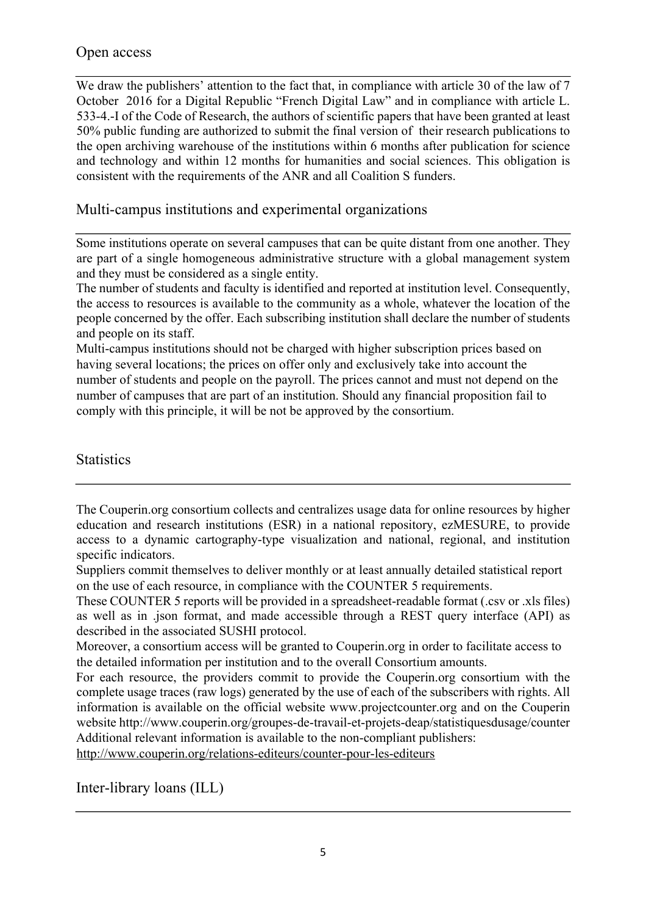## Open access

We draw the publishers' attention to the fact that, in compliance with article 30 of the law of 7 October 2016 for a Digital Republic "French Digital Law" and in compliance with article L. 533-4.-I of the Code of Research, the authors of scientific papers that have been granted at least 50% public funding are authorized to submit the final version of their research publications to the open archiving warehouse of the institutions within 6 months after publication for science and technology and within 12 months for humanities and social sciences. This obligation is consistent with the requirements of the ANR and all Coalition S funders.

## Multi-campus institutions and experimental organizations

Some institutions operate on several campuses that can be quite distant from one another. They are part of a single homogeneous administrative structure with a global management system and they must be considered as a single entity.

The number of students and faculty is identified and reported at institution level. Consequently, the access to resources is available to the community as a whole, whatever the location of the people concerned by the offer. Each subscribing institution shall declare the number of students and people on its staff.

Multi-campus institutions should not be charged with higher subscription prices based on having several locations; the prices on offer only and exclusively take into account the number of students and people on the payroll. The prices cannot and must not depend on the number of campuses that are part of an institution. Should any financial proposition fail to comply with this principle, it will be not be approved by the consortium.

## Statistics

The Couperin.org consortium collects and centralizes usage data for online resources by higher education and research institutions (ESR) in a national repository, ezMESURE, to provide access to a dynamic cartography-type visualization and national, regional, and institution specific indicators.

Suppliers commit themselves to deliver monthly or at least annually detailed statistical report on the use of each resource, in compliance with the COUNTER 5 requirements.

These COUNTER 5 reports will be provided in a spreadsheet-readable format (.csv or .xls files) as well as in .json format, and made accessible through a REST query interface (API) as described in the associated SUSHI protocol.

Moreover, a consortium access will be granted to Couperin.org in order to facilitate access to the detailed information per institution and to the overall Consortium amounts.

For each resource, the providers commit to provide the Couperin.org consortium with the complete usage traces (raw logs) generated by the use of each of the subscribers with rights. All information is available on the official website www.projectcounter.org and on the Couperin website http://www.couperin.org/groupes-de-travail-et-projets-deap/statistiquesdusage/counter Additional relevant information is available to the non-compliant publishers: http://www.couperin.org/relations-editeurs/counter-pour-les-editeurs

## Inter-library loans (ILL)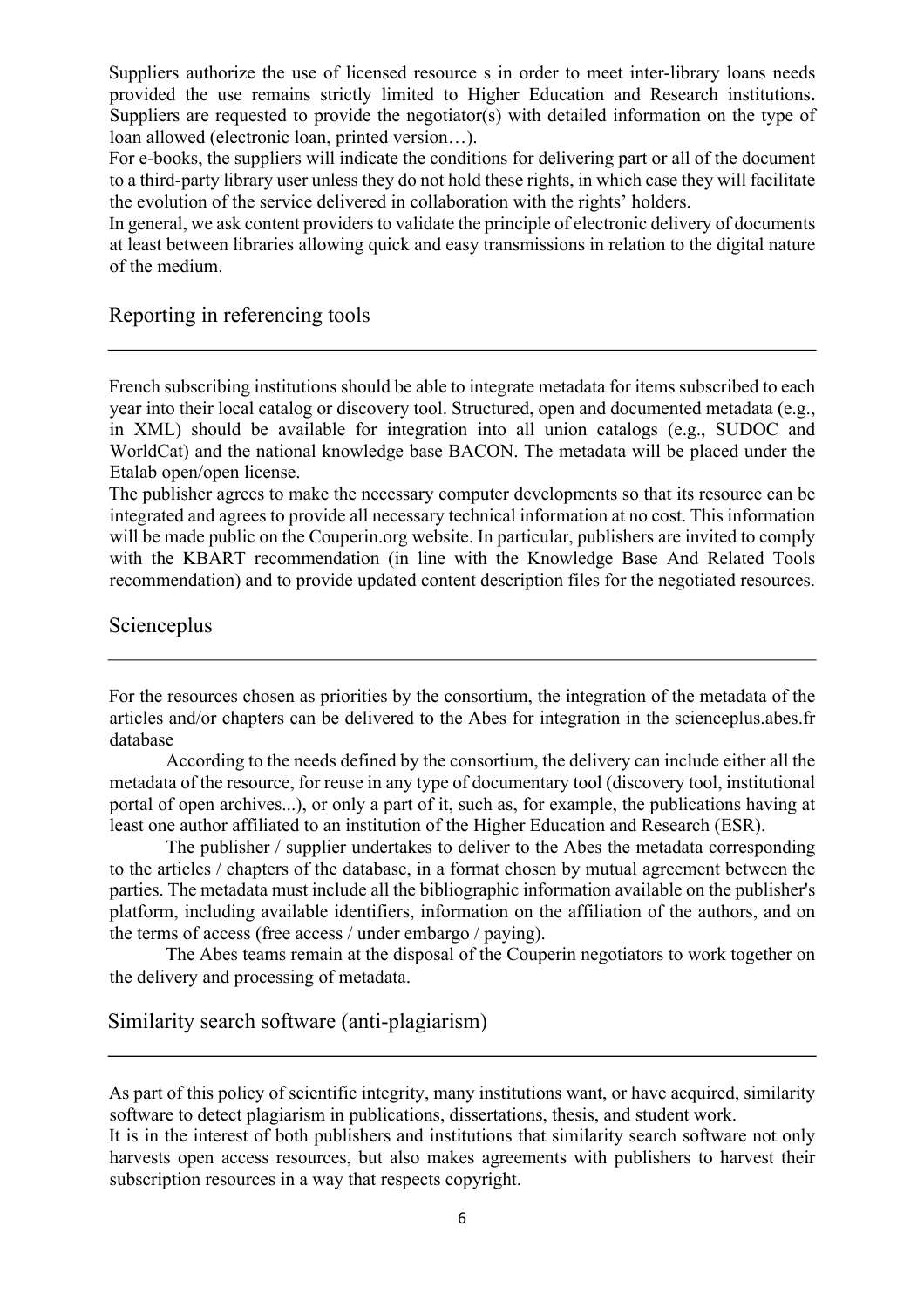Suppliers authorize the use of licensed resource s in order to meet inter-library loans needs provided the use remains strictly limited to Higher Education and Research institutions**.** Suppliers are requested to provide the negotiator(s) with detailed information on the type of loan allowed (electronic loan, printed version…).

For e-books, the suppliers will indicate the conditions for delivering part or all of the document to a third-party library user unless they do not hold these rights, in which case they will facilitate the evolution of the service delivered in collaboration with the rights' holders.

In general, we ask content providers to validate the principle of electronic delivery of documents at least between libraries allowing quick and easy transmissions in relation to the digital nature of the medium.

## Reporting in referencing tools

French subscribing institutions should be able to integrate metadata for items subscribed to each year into their local catalog or discovery tool. Structured, open and documented metadata (e.g., in XML) should be available for integration into all union catalogs (e.g., SUDOC and WorldCat) and the national knowledge base BACON. The metadata will be placed under the Etalab open/open license.

The publisher agrees to make the necessary computer developments so that its resource can be integrated and agrees to provide all necessary technical information at no cost. This information will be made public on the Couperin.org website. In particular, publishers are invited to comply with the KBART recommendation (in line with the Knowledge Base And Related Tools recommendation) and to provide updated content description files for the negotiated resources.

## Scienceplus

For the resources chosen as priorities by the consortium, the integration of the metadata of the articles and/or chapters can be delivered to the Abes for integration in the scienceplus.abes.fr database

According to the needs defined by the consortium, the delivery can include either all the metadata of the resource, for reuse in any type of documentary tool (discovery tool, institutional portal of open archives...), or only a part of it, such as, for example, the publications having at least one author affiliated to an institution of the Higher Education and Research (ESR).

The publisher / supplier undertakes to deliver to the Abes the metadata corresponding to the articles / chapters of the database, in a format chosen by mutual agreement between the parties. The metadata must include all the bibliographic information available on the publisher's platform, including available identifiers, information on the affiliation of the authors, and on the terms of access (free access / under embargo / paying).

The Abes teams remain at the disposal of the Couperin negotiators to work together on the delivery and processing of metadata.

## Similarity search software (anti-plagiarism)

As part of this policy of scientific integrity, many institutions want, or have acquired, similarity software to detect plagiarism in publications, dissertations, thesis, and student work.

It is in the interest of both publishers and institutions that similarity search software not only harvests open access resources, but also makes agreements with publishers to harvest their subscription resources in a way that respects copyright.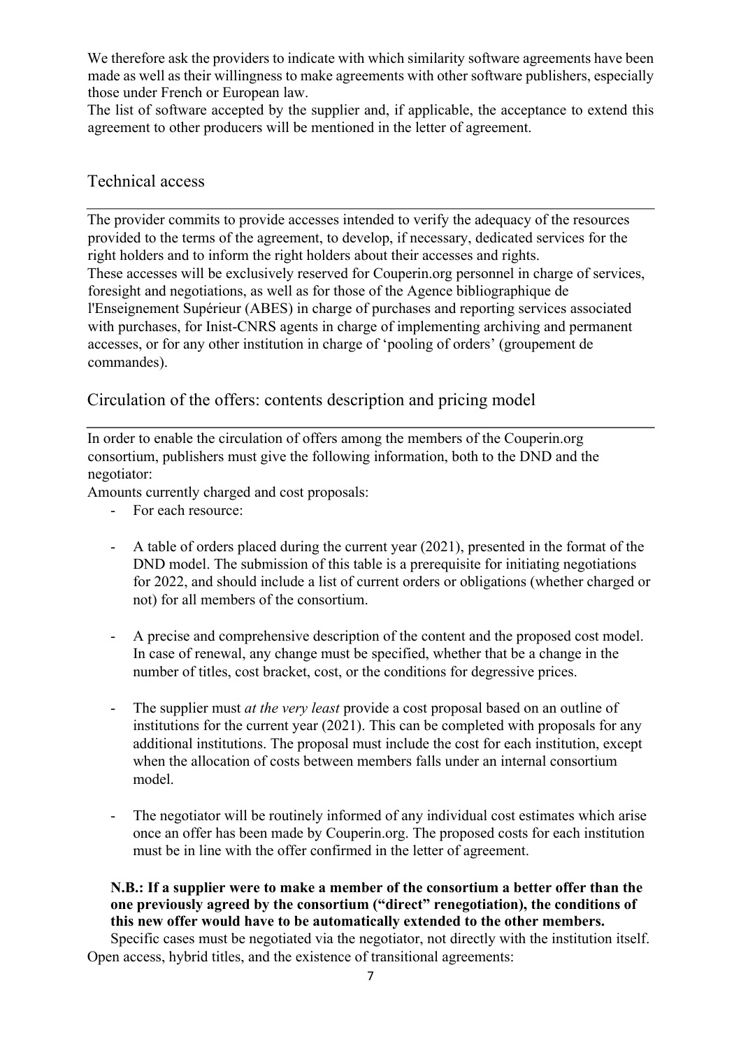We therefore ask the providers to indicate with which similarity software agreements have been made as well as their willingness to make agreements with other software publishers, especially those under French or European law.

The list of software accepted by the supplier and, if applicable, the acceptance to extend this agreement to other producers will be mentioned in the letter of agreement.

## Technical access

The provider commits to provide accesses intended to verify the adequacy of the resources provided to the terms of the agreement, to develop, if necessary, dedicated services for the right holders and to inform the right holders about their accesses and rights.

These accesses will be exclusively reserved for Couperin.org personnel in charge of services, foresight and negotiations, as well as for those of the Agence bibliographique de l'Enseignement Supérieur (ABES) in charge of purchases and reporting services associated with purchases, for Inist-CNRS agents in charge of implementing archiving and permanent accesses, or for any other institution in charge of 'pooling of orders' (groupement de commandes).

## Circulation of the offers: contents description and pricing model

In order to enable the circulation of offers among the members of the Couperin.org consortium, publishers must give the following information, both to the DND and the negotiator:

Amounts currently charged and cost proposals:

- For each resource:

- A table of orders placed during the current year (2021), presented in the format of the DND model. The submission of this table is a prerequisite for initiating negotiations for 2022, and should include a list of current orders or obligations (whether charged or not) for all members of the consortium.

- A precise and comprehensive description of the content and the proposed cost model. In case of renewal, any change must be specified, whether that be a change in the number of titles, cost bracket, cost, or the conditions for degressive prices.

- The supplier must *at the very least* provide a cost proposal based on an outline of institutions for the current year (2021). This can be completed with proposals for any additional institutions. The proposal must include the cost for each institution, except when the allocation of costs between members falls under an internal consortium model.

- The negotiator will be routinely informed of any individual cost estimates which arise once an offer has been made by Couperin.org. The proposed costs for each institution must be in line with the offer confirmed in the letter of agreement.

**N.B.: If a supplier were to make a member of the consortium a better offer than the one previously agreed by the consortium ("direct" renegotiation), the conditions of this new offer would have to be automatically extended to the other members.**

Specific cases must be negotiated via the negotiator, not directly with the institution itself.

Open access, hybrid titles, and the existence of transitional agreements: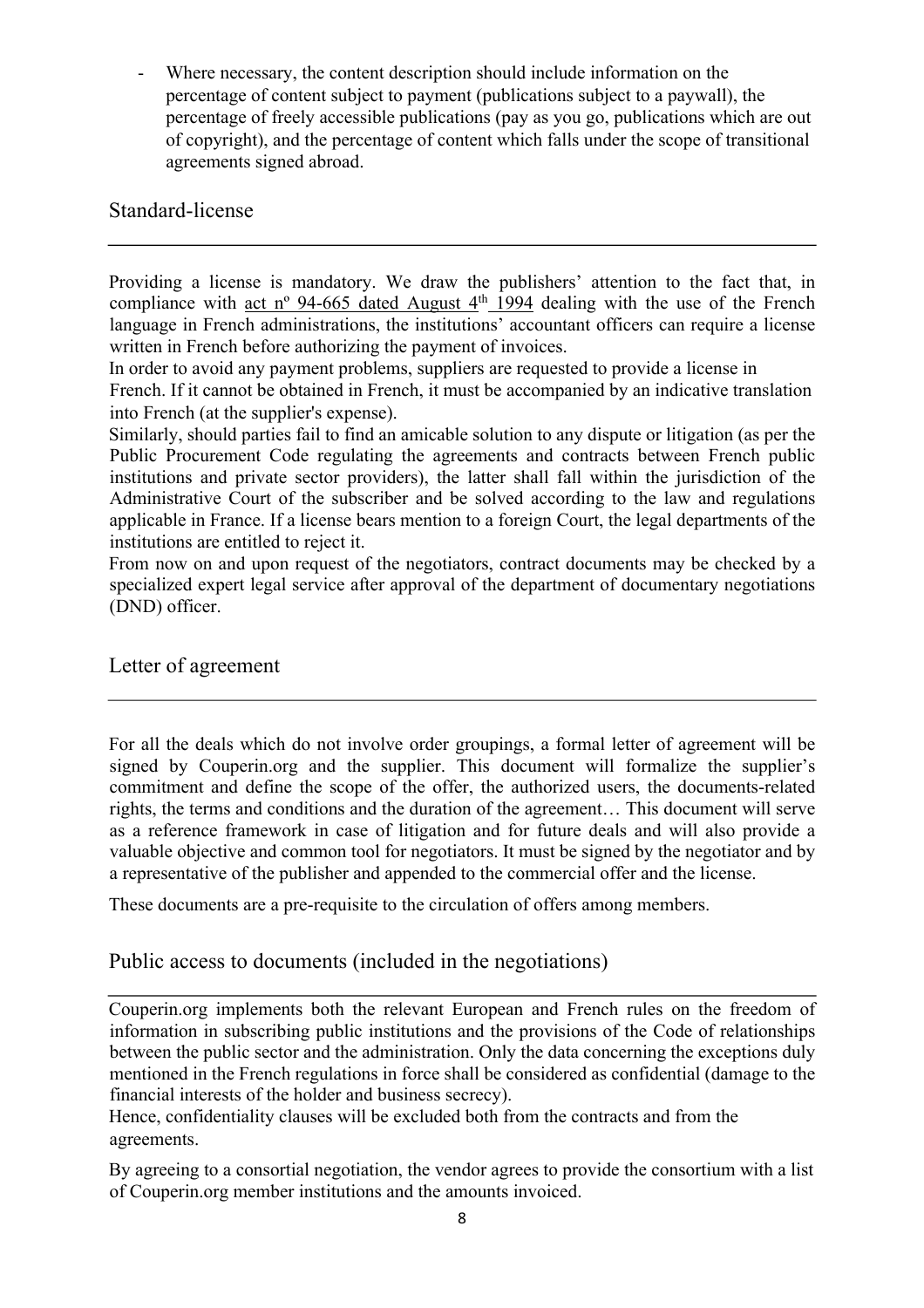- Where necessary, the content description should include information on the percentage of content subject to payment (publications subject to a paywall), the percentage of freely accessible publications (pay as you go, publications which are out of copyright), and the percentage of content which falls under the scope of transitional agreements signed abroad.

## Standard-license

Providing a license is mandatory. We draw the publishers' attention to the fact that, in compliance with act nº 94-665 dated August 4th 1994 dealing with the use of the French language in French administrations, the institutions' accountant officers can require a license written in French before authorizing the payment of invoices.

In order to avoid any payment problems, suppliers are requested to provide a license in French. If it cannot be obtained in French, it must be accompanied by an indicative translation into French (at the supplier's expense).

Similarly, should parties fail to find an amicable solution to any dispute or litigation (as per the Public Procurement Code regulating the agreements and contracts between French public institutions and private sector providers), the latter shall fall within the jurisdiction of the Administrative Court of the subscriber and be solved according to the law and regulations applicable in France. If a license bears mention to a foreign Court, the legal departments of the institutions are entitled to reject it.

From now on and upon request of the negotiators, contract documents may be checked by a specialized expert legal service after approval of the department of documentary negotiations (DND) officer.

## Letter of agreement

For all the deals which do not involve order groupings, a formal letter of agreement will be signed by Couperin.org and the supplier. This document will formalize the supplier's commitment and define the scope of the offer, the authorized users, the documents-related rights, the terms and conditions and the duration of the agreement… This document will serve as a reference framework in case of litigation and for future deals and will also provide a valuable objective and common tool for negotiators. It must be signed by the negotiator and by a representative of the publisher and appended to the commercial offer and the license.

These documents are a pre-requisite to the circulation of offers among members.

## Public access to documents (included in the negotiations)

Couperin.org implements both the relevant European and French rules on the freedom of information in subscribing public institutions and the provisions of the Code of relationships between the public sector and the administration. Only the data concerning the exceptions duly mentioned in the French regulations in force shall be considered as confidential (damage to the financial interests of the holder and business secrecy).

Hence, confidentiality clauses will be excluded both from the contracts and from the agreements.

By agreeing to a consortial negotiation, the vendor agrees to provide the consortium with a list of Couperin.org member institutions and the amounts invoiced.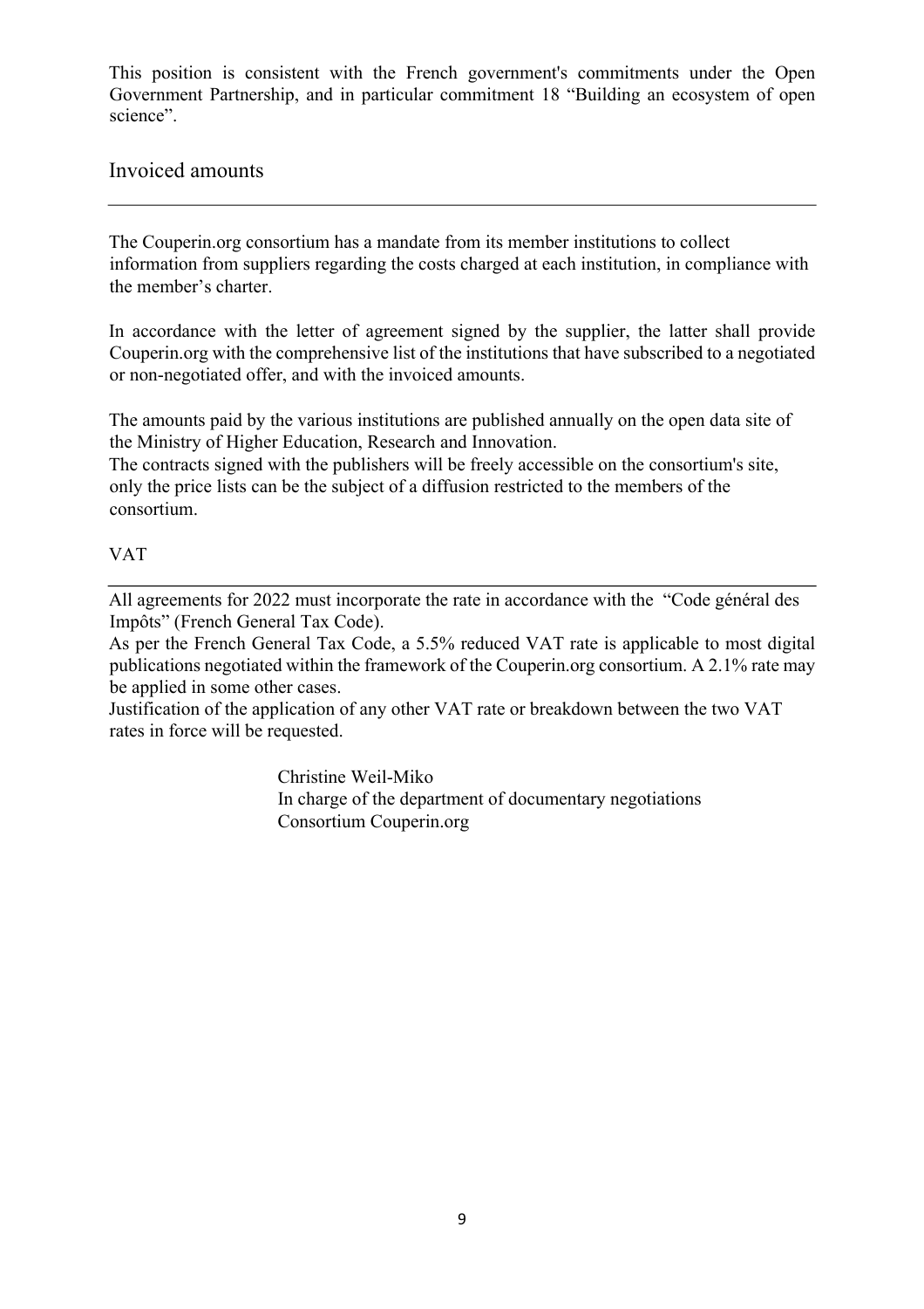This position is consistent with the French government's commitments under the Open Government Partnership, and in particular commitment 18 “Building an ecosystem of open science”.

## Invoiced amounts

The Couperin.org consortium has a mandate from its member institutions to collect information from suppliers regarding the costs charged at each institution, in compliance with the member’s charter.

In accordance with the letter of agreement signed by the supplier, the latter shall provide Couperin.org with the comprehensive list of the institutions that have subscribed to a negotiated or non-negotiated offer, and with the invoiced amounts.

The amounts paid by the various institutions are published annually on the open data site of the Ministry of Higher Education, Research and Innovation.
The contracts signed with the publishers will be freely accessible on the consortium's site, only the price lists can be the subject of a diffusion restricted to the members of the consortium.

## VAT

All agreements for 2022 must incorporate the rate in accordance with the “Code général des Impôts” (French General Tax Code).
As per the French General Tax Code, a 5.5% reduced VAT rate is applicable to most digital publications negotiated within the framework of the Couperin.org consortium. A 2.1% rate may be applied in some other cases.
Justification of the application of any other VAT rate or breakdown between the two VAT rates in force will be requested.

Christine Weil-Miko
In charge of the department of documentary negotiations
Consortium Couperin.org